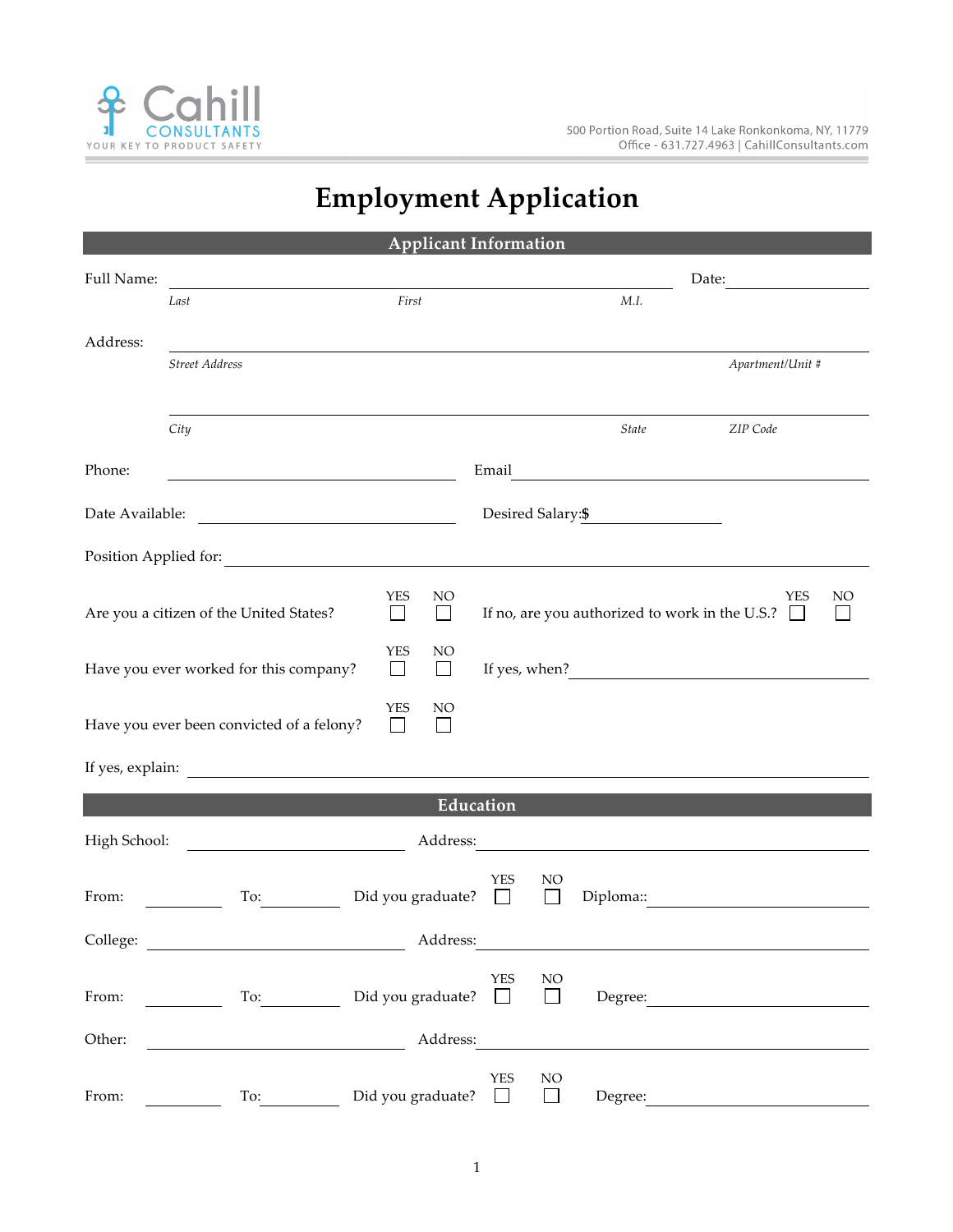Cahill CONSULTANTS
YOUR KEY TO PRODUCT SAFETY

500 Portion Road, Suite 14 Lake Ronkonkoma, NY, 11779
Office - 631.727.4963 | CahillConsultants.com

# Employment Application

## Applicant Information

Full Name: ______________________________________________ Date: ____________

*Last* *First* *M.I.*

Address: ______________________________________________

*Street Address* *Apartment/Unit #*

______________________________________________

*City* *State* *ZIP Code*

Phone: ____________________ Email ____________________

Date Available: ____________________ Desired Salary:$ ____________

Position Applied for: ______________________________________________

Are you a citizen of the United States? YES ☐ NO ☐ If no, are you authorized to work in the U.S.? YES ☐ NO ☐

Have you ever worked for this company? YES ☐ NO ☐ If yes, when? ____________________

Have you ever been convicted of a felony? YES ☐ NO ☐

If yes, explain: ______________________________________________

## Education

High School: ____________________ Address: ____________________

From: ________ To: ________ Did you graduate? YES ☐ NO ☐ Diploma:: ____________________

College: ____________________ Address: ____________________

From: ________ To: ________ Did you graduate? YES ☐ NO ☐ Degree: ____________________

Other: ____________________ Address: ____________________

From: ________ To: ________ Did you graduate? YES ☐ NO ☐ Degree: ____________________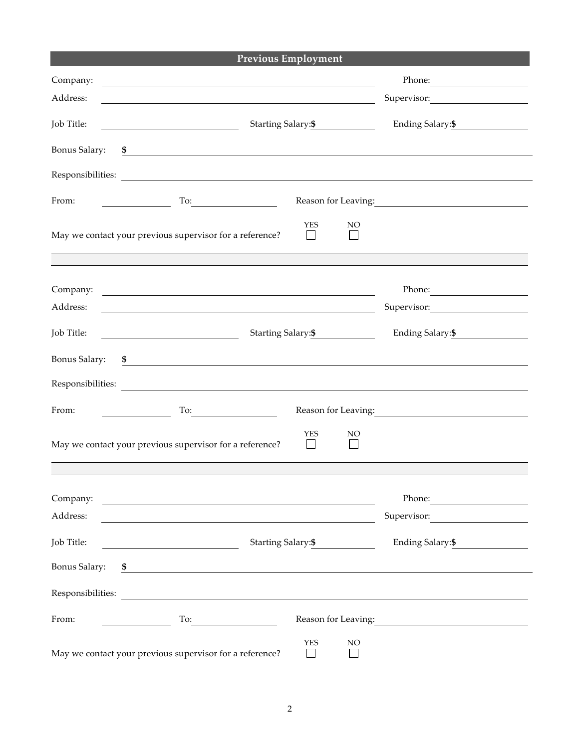## Previous Employment

Company: ______________________________ Phone: ______________

Address: ______________________________ Supervisor: ______________

Job Title: ______________ Starting Salary:$ ______________ Ending Salary:$ ______________

Bonus Salary: $ ______________________________

Responsibilities: ______________________________

From: ______________ To: ______________ Reason for Leaving: ______________

May we contact your previous supervisor for a reference? YES ☐ NO ☐

---

Company: ______________________________ Phone: ______________

Address: ______________________________ Supervisor: ______________

Job Title: ______________ Starting Salary:$ ______________ Ending Salary:$ ______________

Bonus Salary: $ ______________________________

Responsibilities: ______________________________

From: ______________ To: ______________ Reason for Leaving: ______________

May we contact your previous supervisor for a reference? YES ☐ NO ☐

---

Company: ______________________________ Phone: ______________

Address: ______________________________ Supervisor: ______________

Job Title: ______________ Starting Salary:$ ______________ Ending Salary:$ ______________

Bonus Salary: $ ______________________________

Responsibilities: ______________________________

From: ______________ To: ______________ Reason for Leaving: ______________

May we contact your previous supervisor for a reference? YES ☐ NO ☐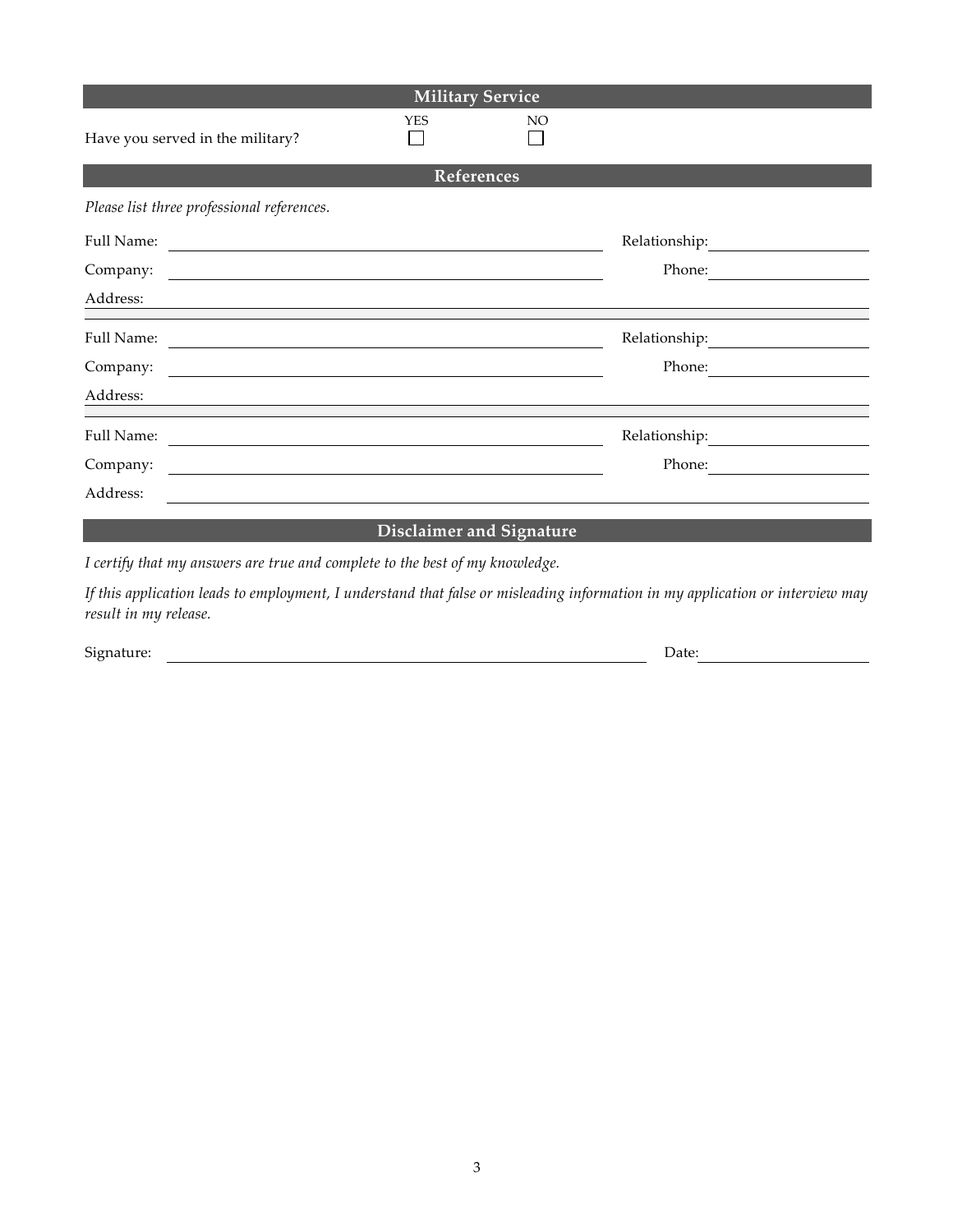## Military Service

Have you served in the military? YES ☐ NO ☐

## References

*Please list three professional references.*

Full Name: ______________________________ Relationship: ______________

Company: ______________________________ Phone: ______________

Address: ____________________________________________________________

Full Name: ______________________________ Relationship: ______________

Company: ______________________________ Phone: ______________

Address: ____________________________________________________________

Full Name: ______________________________ Relationship: ______________

Company: ______________________________ Phone: ______________

Address: ____________________________________________________________

## Disclaimer and Signature

*I certify that my answers are true and complete to the best of my knowledge.*

*If this application leads to employment, I understand that false or misleading information in my application or interview may result in my release.*

Signature: ______________________________ Date: ______________